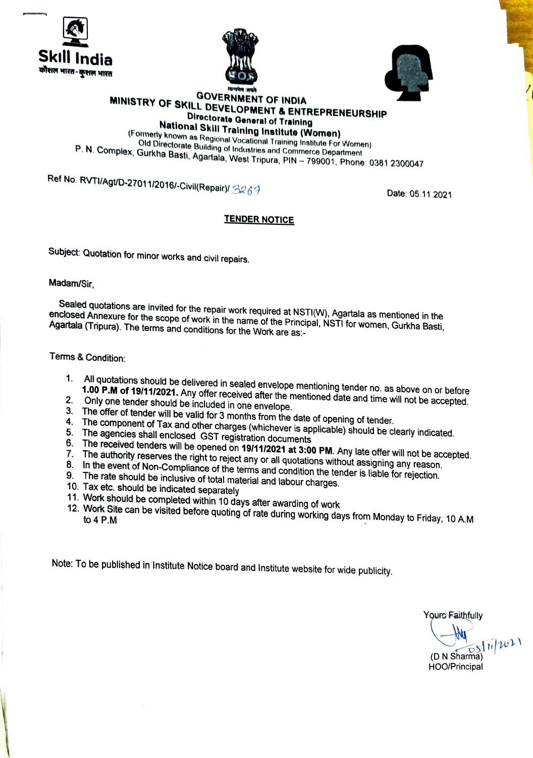Skill India

कौशल भारत - कुशल भारत

सत्यमेव जयते

**GOVERNMENT OF INDIA**

**MINISTRY OF SKILL DEVELOPMENT & ENTREPRENEURSHIP**

**Directorate General of Training**

**National Skill Training Institute (Women)**

(Formerly known as Regional Vocational Training Institute For Women)

Old Directorate Building of Industries and Commerce Department

P. N. Complex, Gurkha Basti, Agartala, West Tripura, PIN – 799001, Phone: 0381 2300047

Ref No. RVTI/Agt/D-27011/2016/-Civil(Repair)/ 3267

Date: 05.11.2021

## TENDER NOTICE

Subject: Quotation for minor works and civil repairs.

Madam/Sir,

Sealed quotations are invited for the repair work required at NSTI(W), Agartala as mentioned in the enclosed Annexure for the scope of work in the name of the Principal, NSTI for women, Gurkha Basti, Agartala (Tripura). The terms and conditions for the Work are as:-

Terms & Condition:

1. All quotations should be delivered in sealed envelope mentioning tender no. as above on or before **1.00 P.M of 19/11/2021.** Any offer received after the mentioned date and time will not be accepted.
2. Only one tender should be included in one envelope.
3. The offer of tender will be valid for 3 months from the date of opening of tender.
4. The component of Tax and other charges (whichever is applicable) should be clearly indicated.
5. The agencies shall enclosed GST registration documents
6. The received tenders will be opened on **19/11/2021 at 3:00 PM**. Any late offer will not be accepted.
7. The authority reserves the right to reject any or all quotations without assigning any reason.
8. In the event of Non-Compliance of the terms and condition the tender is liable for rejection.
9. The rate should be inclusive of total material and labour charges.
10. Tax etc. should be indicated separately
11. Work should be completed within 10 days after awarding of work
12. Work Site can be visited before quoting of rate during working days from Monday to Friday, 10 A.M to 4 P.M

Note: To be published in Institute Notice board and Institute website for wide publicity.

Yours Faithfully

05/11/2021

(D N Sharma)
HOO/Principal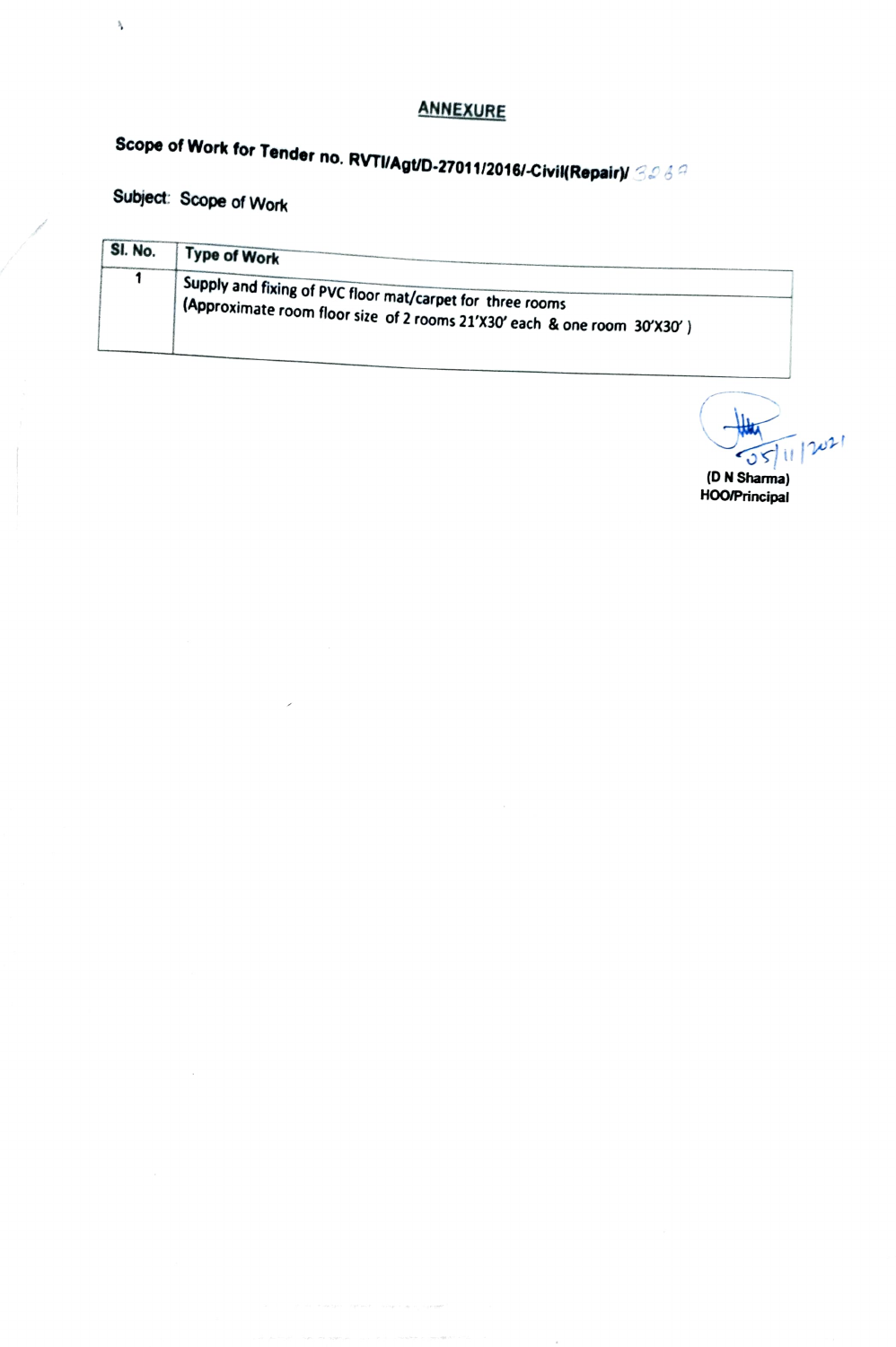## ANNEXURE

**Scope of Work for Tender no. RVTI/Agt/D-27011/2016/-Civil(Repair)/** 3269

**Subject:** Scope of Work

| Sl. No. | Type of Work |
|---|---|
| 1 | Supply and fixing of PVC floor mat/carpet for three rooms (Approximate room floor size of 2 rooms 21'X30' each & one room 30'X30' ) |

05/11/2021

**(D N Sharma)**
**HOO/Principal**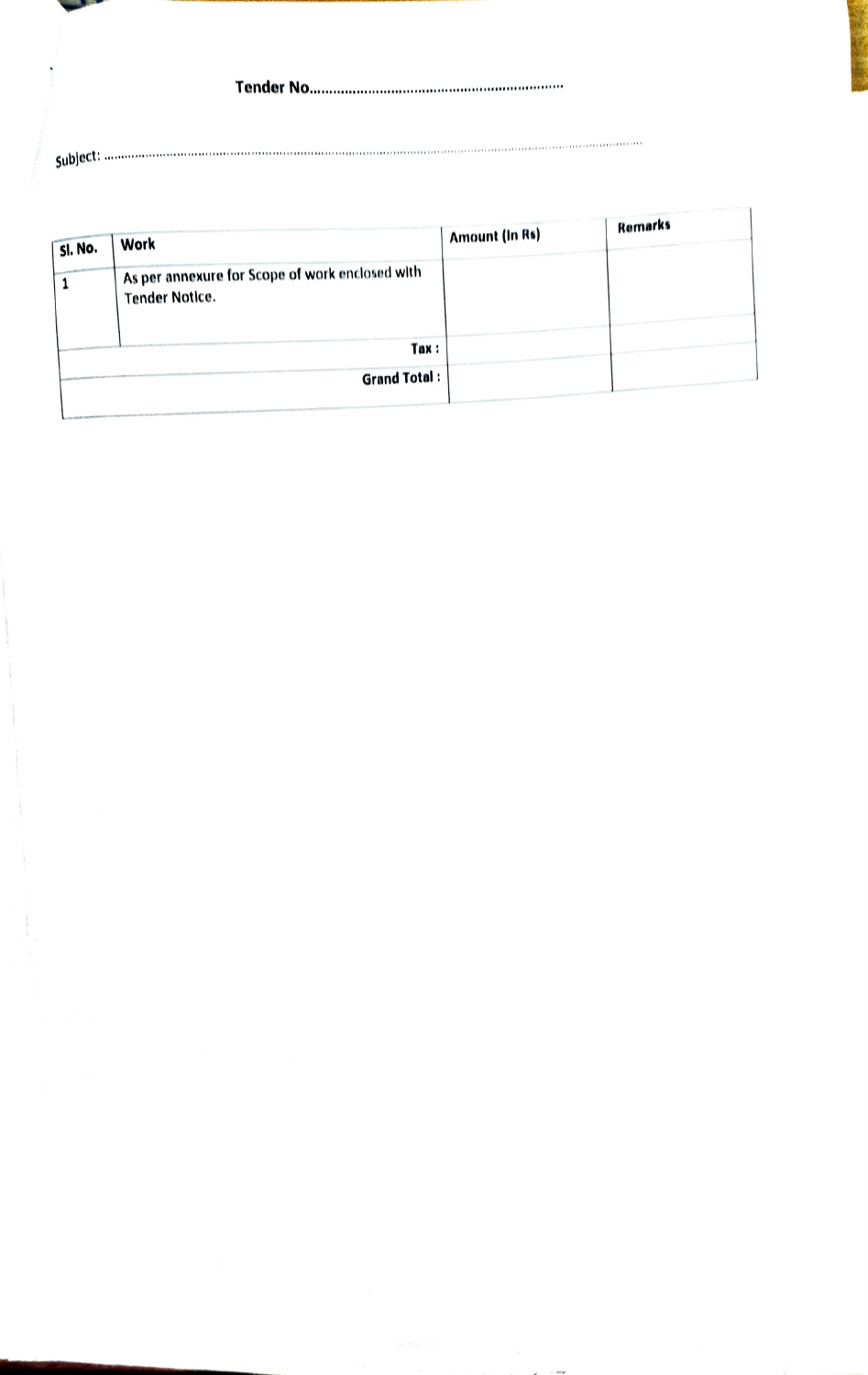Tender No.............................................................

Subject: ...........................................................................................................................................................

| Sl. No. | Work | Amount (In Rs) | Remarks |
|---|---|---|---|
| 1 | As per annexure for Scope of work enclosed with Tender Notice. | | |
| | Tax : | | |
| | Grand Total : | | |